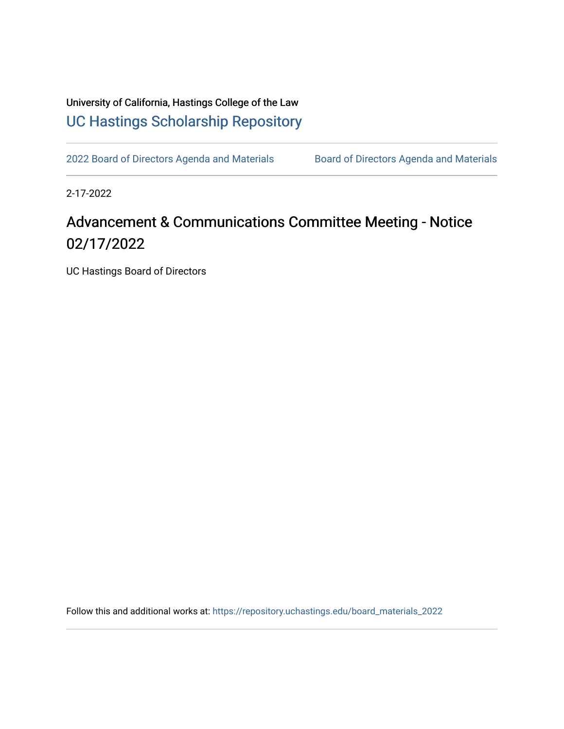University of California, Hastings College of the Law

[UC Hastings Scholarship Repository](https://repository.uchastings.edu)

[2022 Board of Directors Agenda and Materials](https://repository.uchastings.edu/board_materials_2022) [Board of Directors Agenda and Materials](https://repository.uchastings.edu/board_materials)

2-17-2022

# Advancement & Communications Committee Meeting - Notice 02/17/2022

UC Hastings Board of Directors

Follow this and additional works at: https://repository.uchastings.edu/board_materials_2022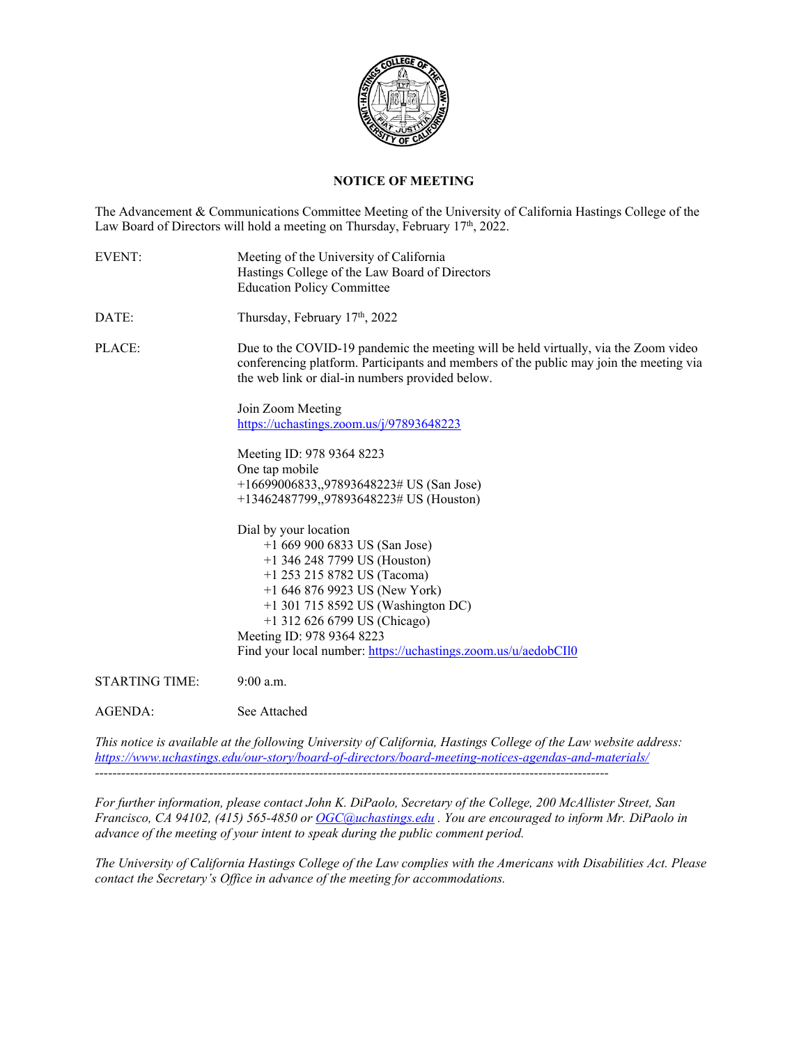**NOTICE OF MEETING**

The Advancement & Communications Committee Meeting of the University of California Hastings College of the Law Board of Directors will hold a meeting on Thursday, February 17th, 2022.

| | |
|---|---|
| EVENT: | Meeting of the University of California Hastings College of the Law Board of Directors Education Policy Committee |
| DATE: | Thursday, February 17th, 2022 |
| PLACE: | Due to the COVID-19 pandemic the meeting will be held virtually, via the Zoom video conferencing platform. Participants and members of the public may join the meeting via the web link or dial-in numbers provided below. |

Join Zoom Meeting
https://uchastings.zoom.us/j/97893648223

Meeting ID: 978 9364 8223
One tap mobile
+16699006833,,97893648223# US (San Jose)
+13462487799,,97893648223# US (Houston)

Dial by your location
+1 669 900 6833 US (San Jose)
+1 346 248 7799 US (Houston)
+1 253 215 8782 US (Tacoma)
+1 646 876 9923 US (New York)
+1 301 715 8592 US (Washington DC)
+1 312 626 6799 US (Chicago)
Meeting ID: 978 9364 8223
Find your local number: https://uchastings.zoom.us/u/aedobCIl0

STARTING TIME: 9:00 a.m.

AGENDA: See Attached

*This notice is available at the following University of California, Hastings College of the Law website address: https://www.uchastings.edu/our-story/board-of-directors/board-meeting-notices-agendas-and-materials/*

---

*For further information, please contact John K. DiPaolo, Secretary of the College, 200 McAllister Street, San Francisco, CA 94102, (415) 565-4850 or OGC@uchastings.edu . You are encouraged to inform Mr. DiPaolo in advance of the meeting of your intent to speak during the public comment period.*

*The University of California Hastings College of the Law complies with the Americans with Disabilities Act. Please contact the Secretary's Office in advance of the meeting for accommodations.*